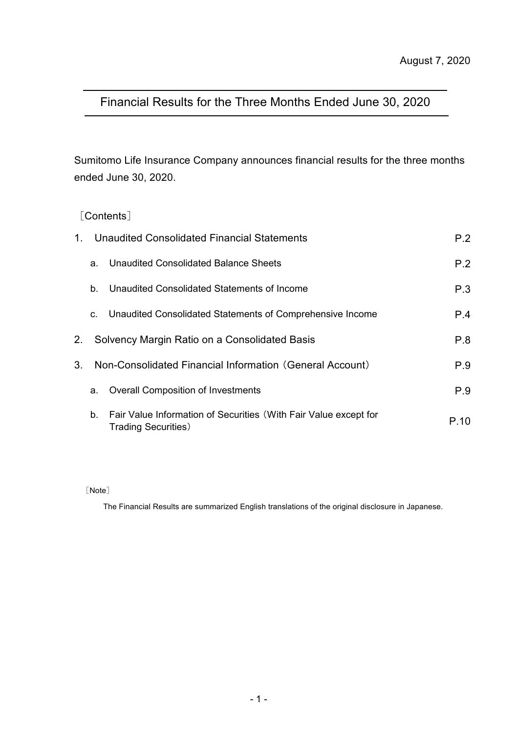August 7, 2020

# Financial Results for the Three Months Ended June 30, 2020

Sumitomo Life Insurance Company announces financial results for the three months ended June 30, 2020.

［Contents］

| | | |
|---|---|---|
| 1. | Unaudited Consolidated Financial Statements | P.2 |
| | a. Unaudited Consolidated Balance Sheets | P.2 |
| | b. Unaudited Consolidated Statements of Income | P.3 |
| | c. Unaudited Consolidated Statements of Comprehensive Income | P.4 |
| 2. | Solvency Margin Ratio on a Consolidated Basis | P.8 |
| 3. | Non-Consolidated Financial Information（General Account） | P.9 |
| | a. Overall Composition of Investments | P.9 |
| | b. Fair Value Information of Securities（With Fair Value except for Trading Securities） | P.10 |

［Note］

The Financial Results are summarized English translations of the original disclosure in Japanese.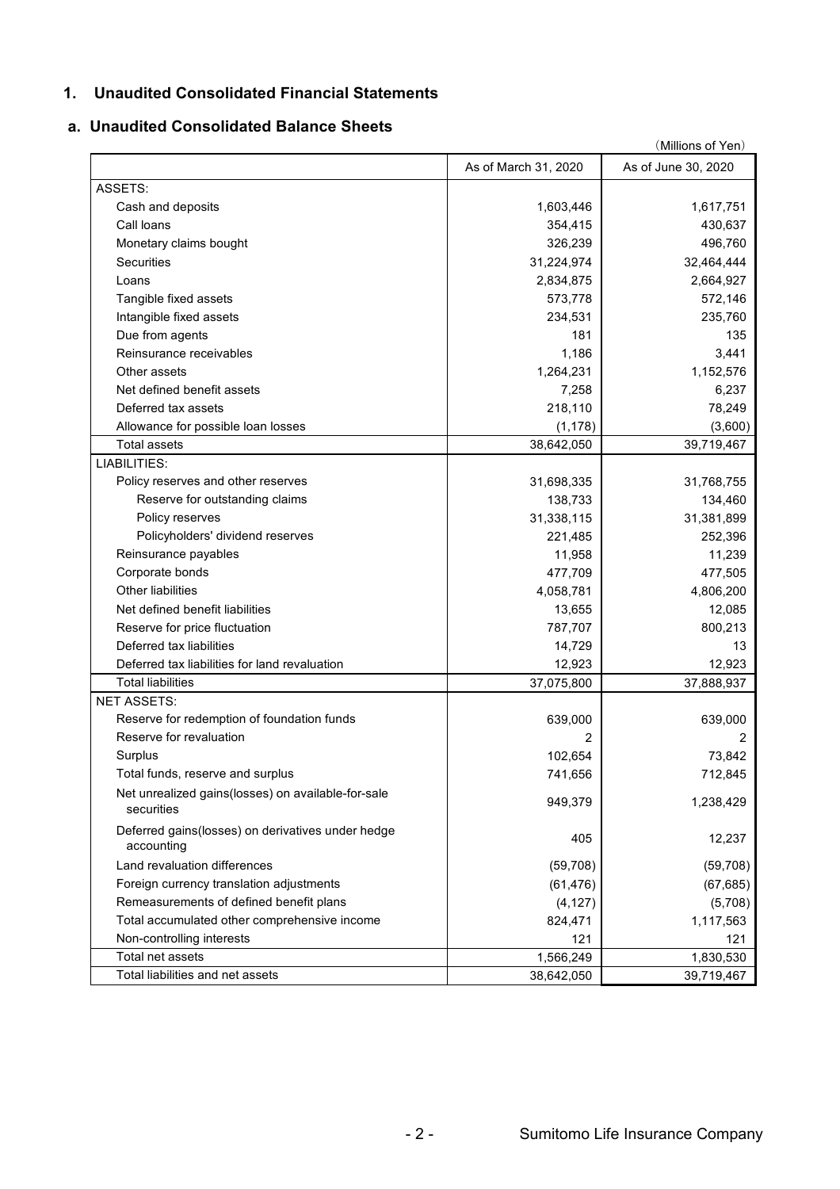## 1. Unaudited Consolidated Financial Statements

### a. Unaudited Consolidated Balance Sheets

(Millions of Yen)

| | As of March 31, 2020 | As of June 30, 2020 |
|---|---|---|
| ASSETS: | | |
| Cash and deposits | 1,603,446 | 1,617,751 |
| Call loans | 354,415 | 430,637 |
| Monetary claims bought | 326,239 | 496,760 |
| Securities | 31,224,974 | 32,464,444 |
| Loans | 2,834,875 | 2,664,927 |
| Tangible fixed assets | 573,778 | 572,146 |
| Intangible fixed assets | 234,531 | 235,760 |
| Due from agents | 181 | 135 |
| Reinsurance receivables | 1,186 | 3,441 |
| Other assets | 1,264,231 | 1,152,576 |
| Net defined benefit assets | 7,258 | 6,237 |
| Deferred tax assets | 218,110 | 78,249 |
| Allowance for possible loan losses | (1,178) | (3,600) |
| Total assets | 38,642,050 | 39,719,467 |
| LIABILITIES: | | |
| Policy reserves and other reserves | 31,698,335 | 31,768,755 |
| Reserve for outstanding claims | 138,733 | 134,460 |
| Policy reserves | 31,338,115 | 31,381,899 |
| Policyholders' dividend reserves | 221,485 | 252,396 |
| Reinsurance payables | 11,958 | 11,239 |
| Corporate bonds | 477,709 | 477,505 |
| Other liabilities | 4,058,781 | 4,806,200 |
| Net defined benefit liabilities | 13,655 | 12,085 |
| Reserve for price fluctuation | 787,707 | 800,213 |
| Deferred tax liabilities | 14,729 | 13 |
| Deferred tax liabilities for land revaluation | 12,923 | 12,923 |
| Total liabilities | 37,075,800 | 37,888,937 |
| NET ASSETS: | | |
| Reserve for redemption of foundation funds | 639,000 | 639,000 |
| Reserve for revaluation | 2 | 2 |
| Surplus | 102,654 | 73,842 |
| Total funds, reserve and surplus | 741,656 | 712,845 |
| Net unrealized gains(losses) on available-for-sale securities | 949,379 | 1,238,429 |
| Deferred gains(losses) on derivatives under hedge accounting | 405 | 12,237 |
| Land revaluation differences | (59,708) | (59,708) |
| Foreign currency translation adjustments | (61,476) | (67,685) |
| Remeasurements of defined benefit plans | (4,127) | (5,708) |
| Total accumulated other comprehensive income | 824,471 | 1,117,563 |
| Non-controlling interests | 121 | 121 |
| Total net assets | 1,566,249 | 1,830,530 |
| Total liabilities and net assets | 38,642,050 | 39,719,467 |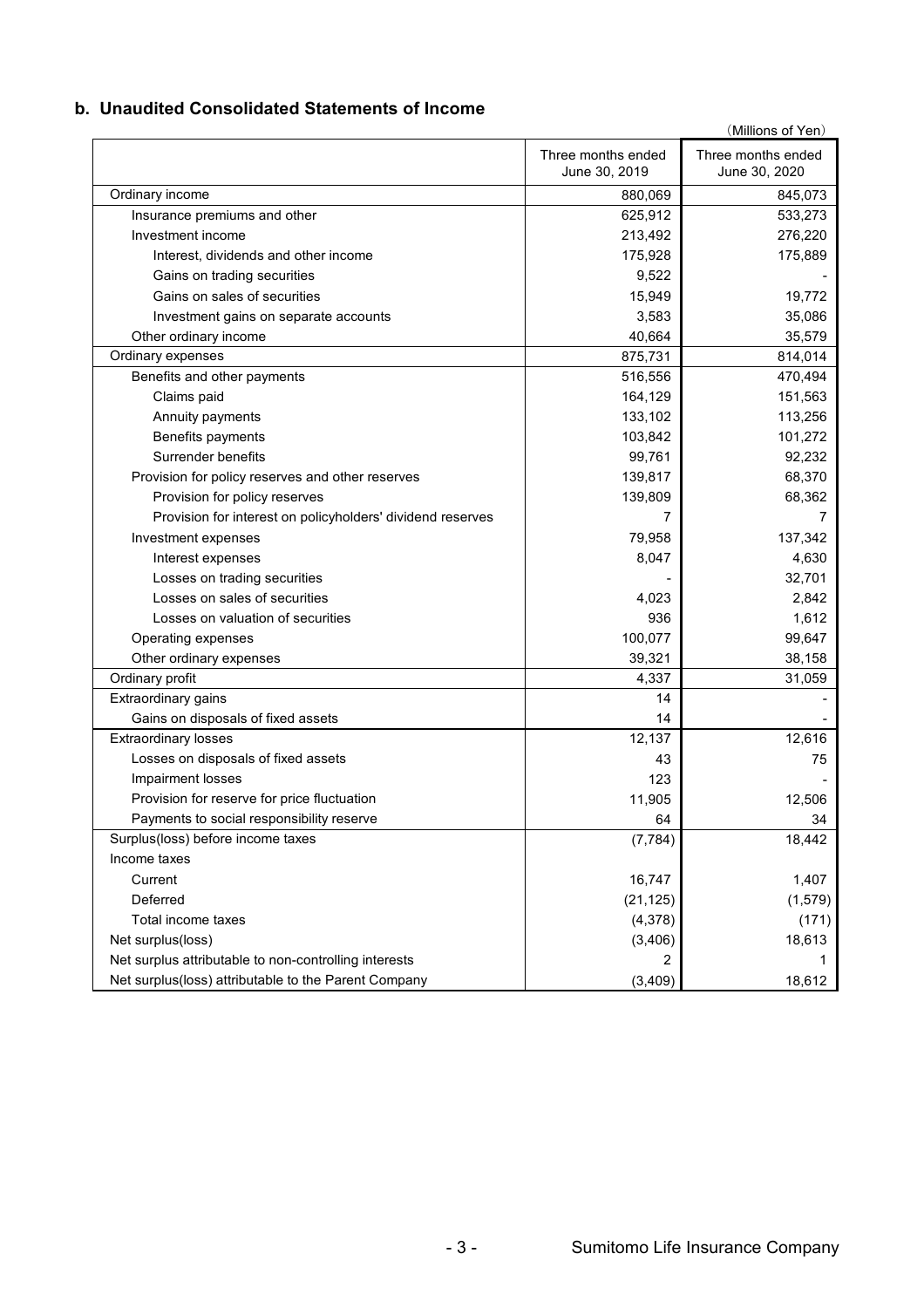## b. Unaudited Consolidated Statements of Income

(Millions of Yen)

| | Three months ended June 30, 2019 | Three months ended June 30, 2020 |
|---|---|---|
| Ordinary income | 880,069 | 845,073 |
| Insurance premiums and other | 625,912 | 533,273 |
| Investment income | 213,492 | 276,220 |
| Interest, dividends and other income | 175,928 | 175,889 |
| Gains on trading securities | 9,522 | - |
| Gains on sales of securities | 15,949 | 19,772 |
| Investment gains on separate accounts | 3,583 | 35,086 |
| Other ordinary income | 40,664 | 35,579 |
| Ordinary expenses | 875,731 | 814,014 |
| Benefits and other payments | 516,556 | 470,494 |
| Claims paid | 164,129 | 151,563 |
| Annuity payments | 133,102 | 113,256 |
| Benefits payments | 103,842 | 101,272 |
| Surrender benefits | 99,761 | 92,232 |
| Provision for policy reserves and other reserves | 139,817 | 68,370 |
| Provision for policy reserves | 139,809 | 68,362 |
| Provision for interest on policyholders' dividend reserves | 7 | 7 |
| Investment expenses | 79,958 | 137,342 |
| Interest expenses | 8,047 | 4,630 |
| Losses on trading securities | - | 32,701 |
| Losses on sales of securities | 4,023 | 2,842 |
| Losses on valuation of securities | 936 | 1,612 |
| Operating expenses | 100,077 | 99,647 |
| Other ordinary expenses | 39,321 | 38,158 |
| Ordinary profit | 4,337 | 31,059 |
| Extraordinary gains | 14 | - |
| Gains on disposals of fixed assets | 14 | - |
| Extraordinary losses | 12,137 | 12,616 |
| Losses on disposals of fixed assets | 43 | 75 |
| Impairment losses | 123 | - |
| Provision for reserve for price fluctuation | 11,905 | 12,506 |
| Payments to social responsibility reserve | 64 | 34 |
| Surplus(loss) before income taxes | (7,784) | 18,442 |
| Income taxes | | |
| Current | 16,747 | 1,407 |
| Deferred | (21,125) | (1,579) |
| Total income taxes | (4,378) | (171) |
| Net surplus(loss) | (3,406) | 18,613 |
| Net surplus attributable to non-controlling interests | 2 | 1 |
| Net surplus(loss) attributable to the Parent Company | (3,409) | 18,612 |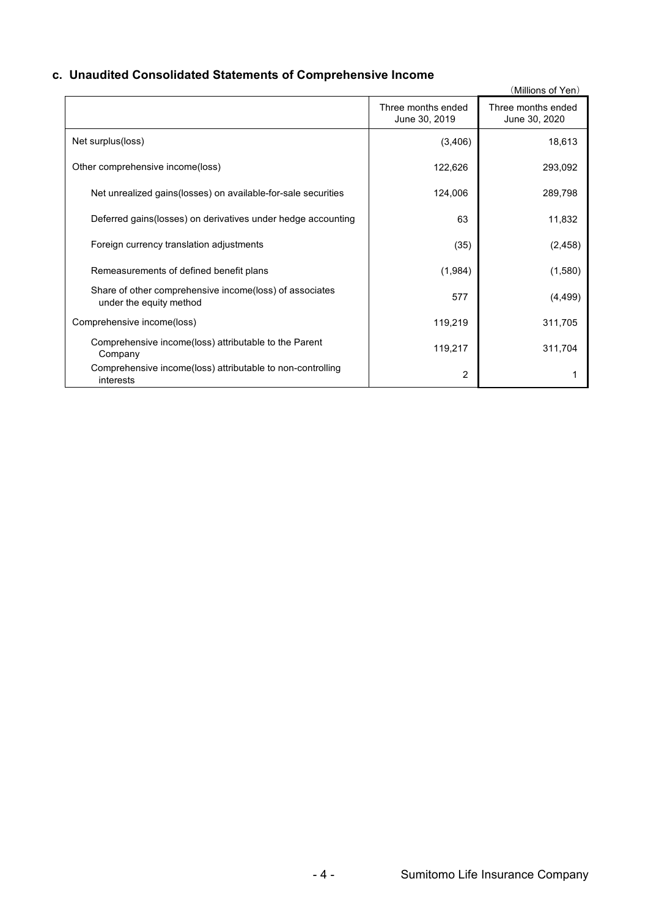### c. Unaudited Consolidated Statements of Comprehensive Income

(Millions of Yen)

| | Three months ended June 30, 2019 | Three months ended June 30, 2020 |
|---|---|---|
| Net surplus(loss) | (3,406) | 18,613 |
| Other comprehensive income(loss) | 122,626 | 293,092 |
| Net unrealized gains(losses) on available-for-sale securities | 124,006 | 289,798 |
| Deferred gains(losses) on derivatives under hedge accounting | 63 | 11,832 |
| Foreign currency translation adjustments | (35) | (2,458) |
| Remeasurements of defined benefit plans | (1,984) | (1,580) |
| Share of other comprehensive income(loss) of associates under the equity method | 577 | (4,499) |
| Comprehensive income(loss) | 119,219 | 311,705 |
| Comprehensive income(loss) attributable to the Parent Company | 119,217 | 311,704 |
| Comprehensive income(loss) attributable to non-controlling interests | 2 | 1 |

Sumitomo Life Insurance Company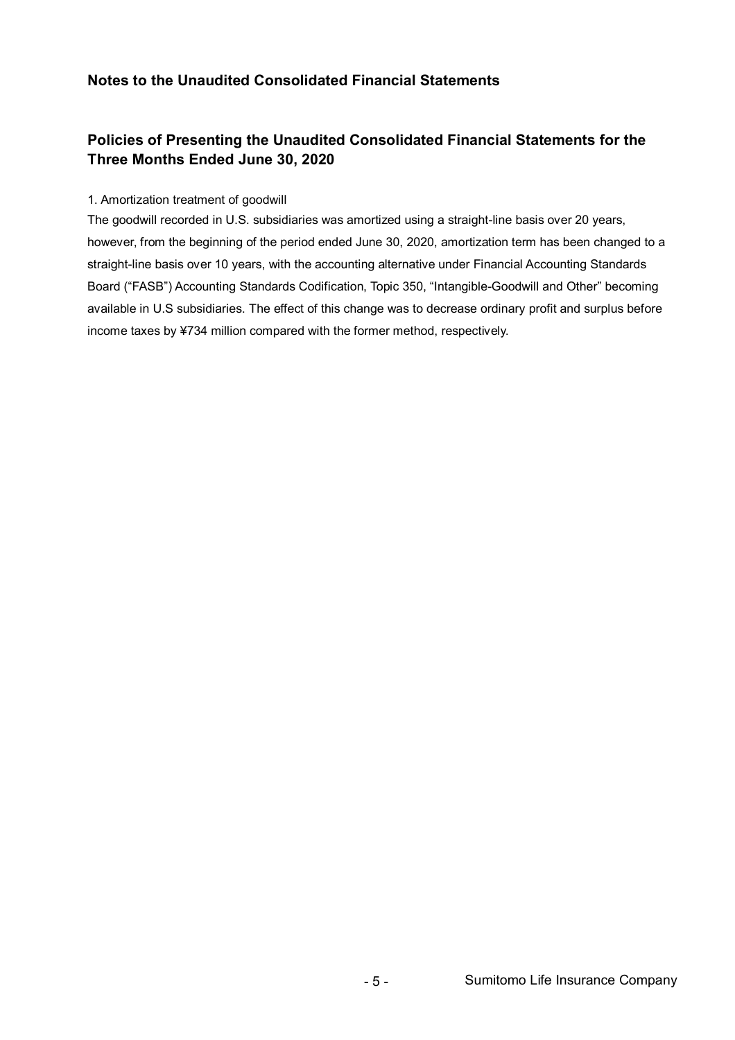## Notes to the Unaudited Consolidated Financial Statements

## Policies of Presenting the Unaudited Consolidated Financial Statements for the Three Months Ended June 30, 2020

1. Amortization treatment of goodwill

The goodwill recorded in U.S. subsidiaries was amortized using a straight-line basis over 20 years, however, from the beginning of the period ended June 30, 2020, amortization term has been changed to a straight-line basis over 10 years, with the accounting alternative under Financial Accounting Standards Board ("FASB") Accounting Standards Codification, Topic 350, "Intangible-Goodwill and Other" becoming available in U.S subsidiaries. The effect of this change was to decrease ordinary profit and surplus before income taxes by ¥734 million compared with the former method, respectively.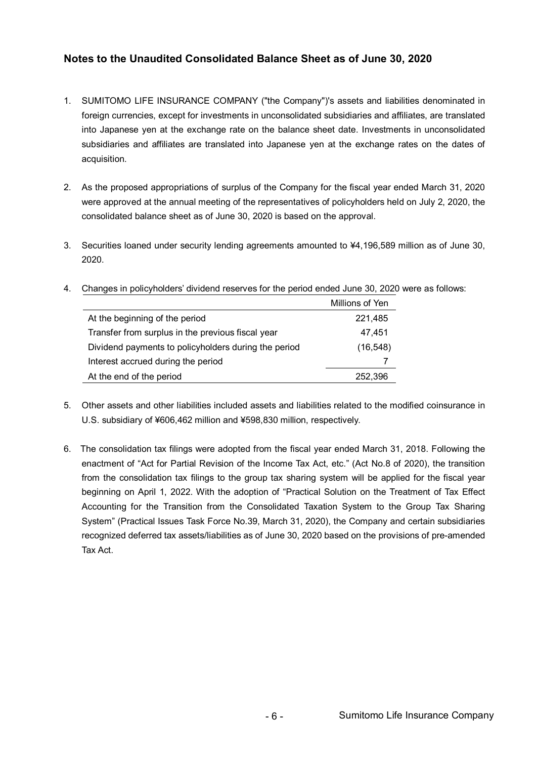## Notes to the Unaudited Consolidated Balance Sheet as of June 30, 2020

1. SUMITOMO LIFE INSURANCE COMPANY ("the Company")'s assets and liabilities denominated in foreign currencies, except for investments in unconsolidated subsidiaries and affiliates, are translated into Japanese yen at the exchange rate on the balance sheet date. Investments in unconsolidated subsidiaries and affiliates are translated into Japanese yen at the exchange rates on the dates of acquisition.

2. As the proposed appropriations of surplus of the Company for the fiscal year ended March 31, 2020 were approved at the annual meeting of the representatives of policyholders held on July 2, 2020, the consolidated balance sheet as of June 30, 2020 is based on the approval.

3. Securities loaned under security lending agreements amounted to ¥4,196,589 million as of June 30, 2020.

4. Changes in policyholders' dividend reserves for the period ended June 30, 2020 were as follows:

| | Millions of Yen |
|---|---|
| At the beginning of the period | 221,485 |
| Transfer from surplus in the previous fiscal year | 47,451 |
| Dividend payments to policyholders during the period | (16,548) |
| Interest accrued during the period | 7 |
| At the end of the period | 252,396 |

5. Other assets and other liabilities included assets and liabilities related to the modified coinsurance in U.S. subsidiary of ¥606,462 million and ¥598,830 million, respectively.

6. The consolidation tax filings were adopted from the fiscal year ended March 31, 2018. Following the enactment of "Act for Partial Revision of the Income Tax Act, etc." (Act No.8 of 2020), the transition from the consolidation tax filings to the group tax sharing system will be applied for the fiscal year beginning on April 1, 2022. With the adoption of "Practical Solution on the Treatment of Tax Effect Accounting for the Transition from the Consolidated Taxation System to the Group Tax Sharing System" (Practical Issues Task Force No.39, March 31, 2020), the Company and certain subsidiaries recognized deferred tax assets/liabilities as of June 30, 2020 based on the provisions of pre-amended Tax Act.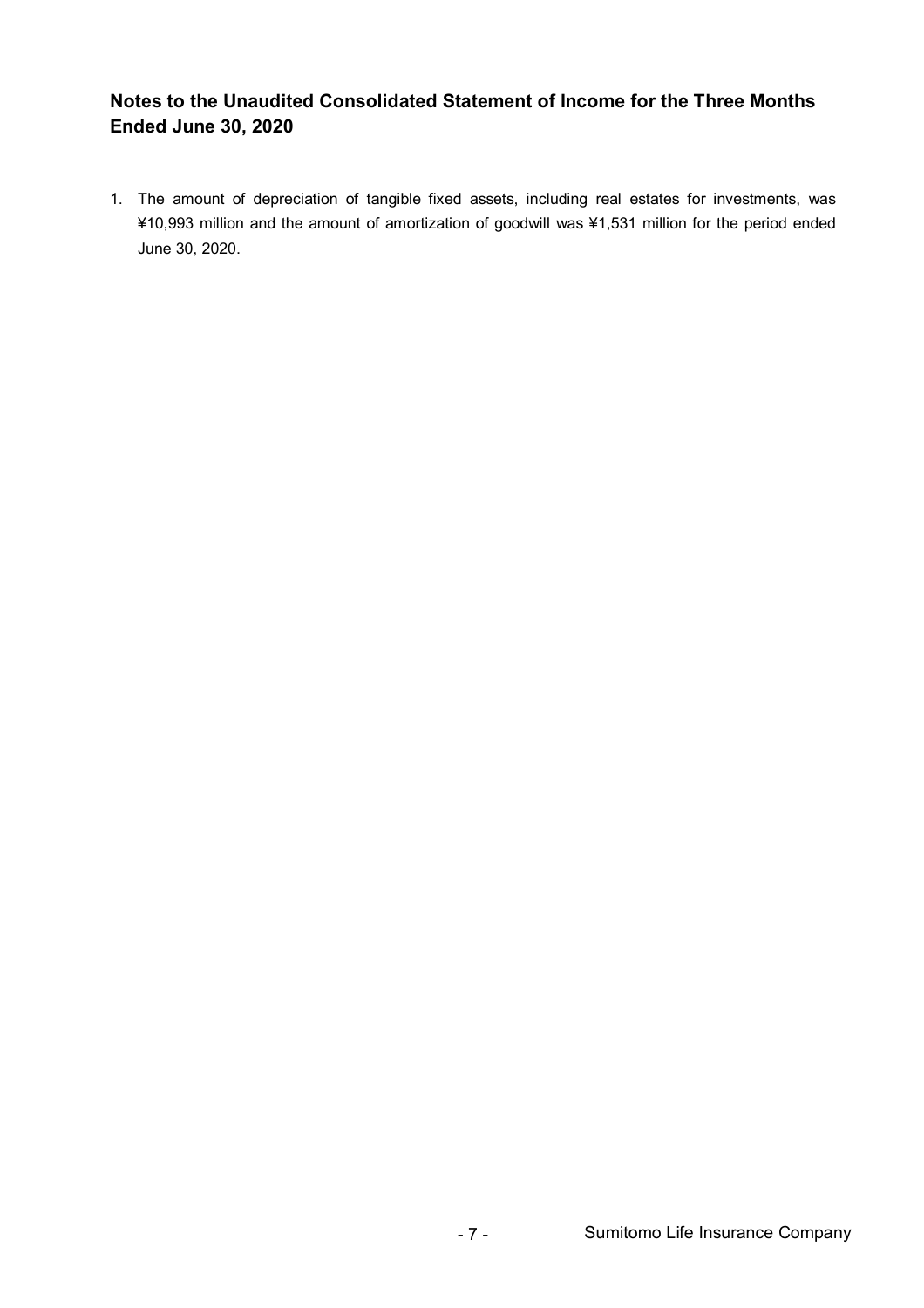## Notes to the Unaudited Consolidated Statement of Income for the Three Months Ended June 30, 2020

1. The amount of depreciation of tangible fixed assets, including real estates for investments, was ¥10,993 million and the amount of amortization of goodwill was ¥1,531 million for the period ended June 30, 2020.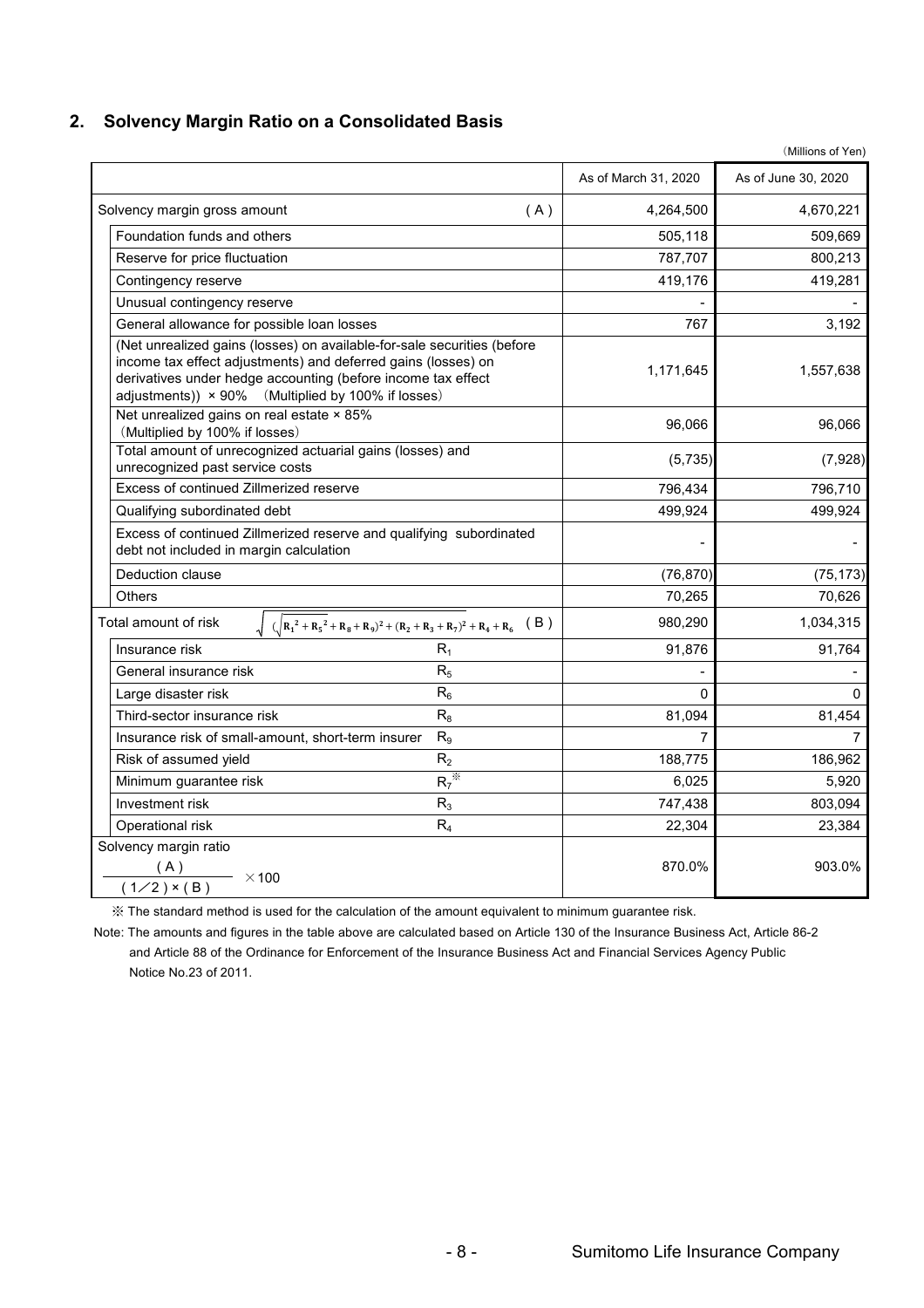## 2. Solvency Margin Ratio on a Consolidated Basis

（Millions of Yen）

| | | As of March 31, 2020 | As of June 30, 2020 |
|---|---|---|---|
| Solvency margin gross amount | ( A ) | 4,264,500 | 4,670,221 |
| Foundation funds and others | | 505,118 | 509,669 |
| Reserve for price fluctuation | | 787,707 | 800,213 |
| Contingency reserve | | 419,176 | 419,281 |
| Unusual contingency reserve | | - | - |
| General allowance for possible loan losses | | 767 | 3,192 |
| (Net unrealized gains (losses) on available-for-sale securities (before income tax effect adjustments) and deferred gains (losses) on derivatives under hedge accounting (before income tax effect adjustments)) × 90% （Multiplied by 100% if losses） | | 1,171,645 | 1,557,638 |
| Net unrealized gains on real estate × 85% （Multiplied by 100% if losses） | | 96,066 | 96,066 |
| Total amount of unrecognized actuarial gains (losses) and unrecognized past service costs | | (5,735) | (7,928) |
| Excess of continued Zillmerized reserve | | 796,434 | 796,710 |
| Qualifying subordinated debt | | 499,924 | 499,924 |
| Excess of continued Zillmerized reserve and qualifying subordinated debt not included in margin calculation | | - | - |
| Deduction clause | | (76,870) | (75,173) |
| Others | | 70,265 | 70,626 |
| Total amount of risk $\sqrt{(\sqrt{R_1^2 + R_5^2} + R_8 + R_9)^2 + (R_2 + R_3 + R_7)^2} + R_4 + R_6$ | ( B ) | 980,290 | 1,034,315 |
| Insurance risk | $R_1$ | 91,876 | 91,764 |
| General insurance risk | $R_5$ | - | - |
| Large disaster risk | $R_6$ | 0 | 0 |
| Third-sector insurance risk | $R_8$ | 81,094 | 81,454 |
| Insurance risk of small-amount, short-term insurer | $R_9$ | 7 | 7 |
| Risk of assumed yield | $R_2$ | 188,775 | 186,962 |
| Minimum guarantee risk | $R_7$ ※ | 6,025 | 5,920 |
| Investment risk | $R_3$ | 747,438 | 803,094 |
| Operational risk | $R_4$ | 22,304 | 23,384 |
| Solvency margin ratio $\frac{(A)}{(1/2) \times (B)} \times 100$ | | 870.0% | 903.0% |

※ The standard method is used for the calculation of the amount equivalent to minimum guarantee risk.

Note: The amounts and figures in the table above are calculated based on Article 130 of the Insurance Business Act, Article 86-2 and Article 88 of the Ordinance for Enforcement of the Insurance Business Act and Financial Services Agency Public Notice No.23 of 2011.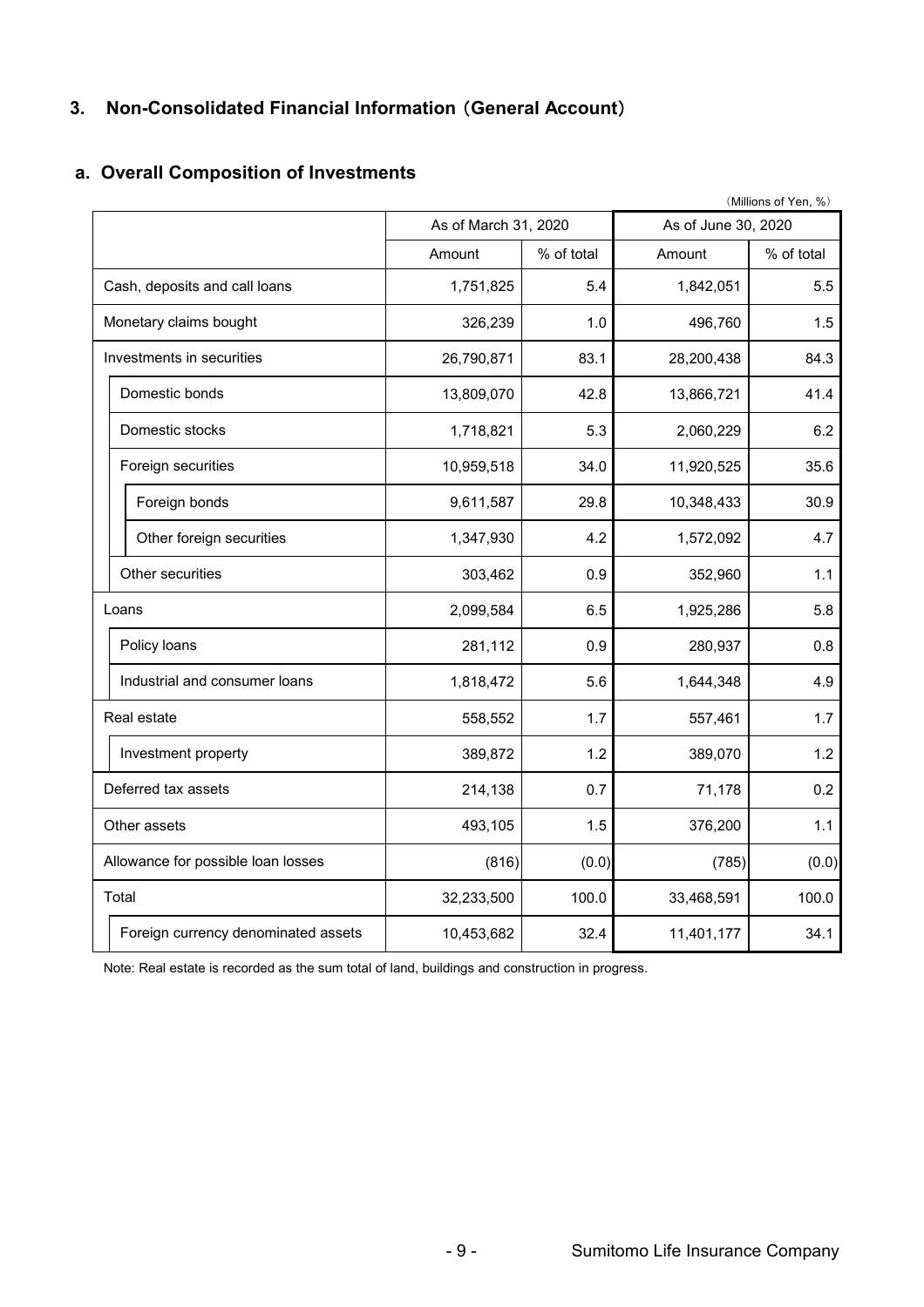## 3. Non-Consolidated Financial Information（General Account）

### a. Overall Composition of Investments

（Millions of Yen, %）

| | As of March 31, 2020 | | As of June 30, 2020 | |
|---|---|---|---|---|
| | Amount | % of total | Amount | % of total |
| Cash, deposits and call loans | 1,751,825 | 5.4 | 1,842,051 | 5.5 |
| Monetary claims bought | 326,239 | 1.0 | 496,760 | 1.5 |
| Investments in securities | 26,790,871 | 83.1 | 28,200,438 | 84.3 |
| Domestic bonds | 13,809,070 | 42.8 | 13,866,721 | 41.4 |
| Domestic stocks | 1,718,821 | 5.3 | 2,060,229 | 6.2 |
| Foreign securities | 10,959,518 | 34.0 | 11,920,525 | 35.6 |
| Foreign bonds | 9,611,587 | 29.8 | 10,348,433 | 30.9 |
| Other foreign securities | 1,347,930 | 4.2 | 1,572,092 | 4.7 |
| Other securities | 303,462 | 0.9 | 352,960 | 1.1 |
| Loans | 2,099,584 | 6.5 | 1,925,286 | 5.8 |
| Policy loans | 281,112 | 0.9 | 280,937 | 0.8 |
| Industrial and consumer loans | 1,818,472 | 5.6 | 1,644,348 | 4.9 |
| Real estate | 558,552 | 1.7 | 557,461 | 1.7 |
| Investment property | 389,872 | 1.2 | 389,070 | 1.2 |
| Deferred tax assets | 214,138 | 0.7 | 71,178 | 0.2 |
| Other assets | 493,105 | 1.5 | 376,200 | 1.1 |
| Allowance for possible loan losses | (816) | (0.0) | (785) | (0.0) |
| Total | 32,233,500 | 100.0 | 33,468,591 | 100.0 |
| Foreign currency denominated assets | 10,453,682 | 32.4 | 11,401,177 | 34.1 |

Note: Real estate is recorded as the sum total of land, buildings and construction in progress.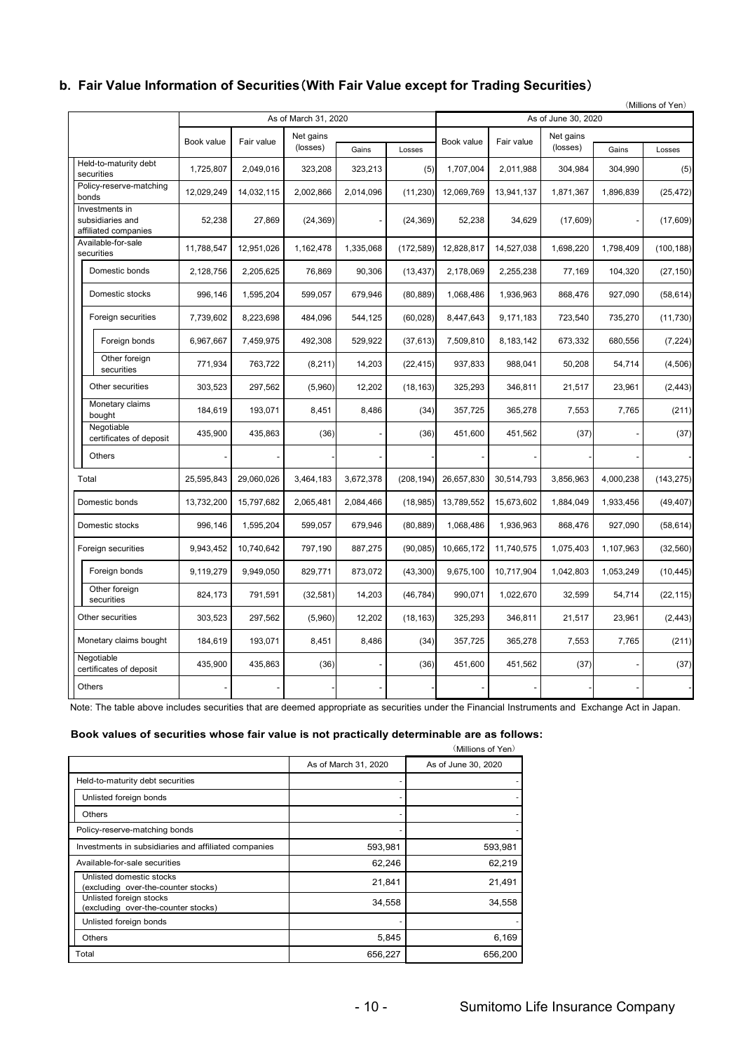## b. Fair Value Information of Securities（With Fair Value except for Trading Securities）

（Millions of Yen）

| | As of March 31, 2020 | | | | | As of June 30, 2020 | | | | |
|---|---|---|---|---|---|---|---|---|---|---|
| | Book value | Fair value | Net gains (losses) | Gains | Losses | Book value | Fair value | Net gains (losses) | Gains | Losses |
| Held-to-maturity debt securities | 1,725,807 | 2,049,016 | 323,208 | 323,213 | (5) | 1,707,004 | 2,011,988 | 304,984 | 304,990 | (5) |
| Policy-reserve-matching bonds | 12,029,249 | 14,032,115 | 2,002,866 | 2,014,096 | (11,230) | 12,069,769 | 13,941,137 | 1,871,367 | 1,896,839 | (25,472) |
| Investments in subsidiaries and affiliated companies | 52,238 | 27,869 | (24,369) | - | (24,369) | 52,238 | 34,629 | (17,609) | - | (17,609) |
| Available-for-sale securities | 11,788,547 | 12,951,026 | 1,162,478 | 1,335,068 | (172,589) | 12,828,817 | 14,527,038 | 1,698,220 | 1,798,409 | (100,188) |
| Domestic bonds | 2,128,756 | 2,205,625 | 76,869 | 90,306 | (13,437) | 2,178,069 | 2,255,238 | 77,169 | 104,320 | (27,150) |
| Domestic stocks | 996,146 | 1,595,204 | 599,057 | 679,946 | (80,889) | 1,068,486 | 1,936,963 | 868,476 | 927,090 | (58,614) |
| Foreign securities | 7,739,602 | 8,223,698 | 484,096 | 544,125 | (60,028) | 8,447,643 | 9,171,183 | 723,540 | 735,270 | (11,730) |
| Foreign bonds | 6,967,667 | 7,459,975 | 492,308 | 529,922 | (37,613) | 7,509,810 | 8,183,142 | 673,332 | 680,556 | (7,224) |
| Other foreign securities | 771,934 | 763,722 | (8,211) | 14,203 | (22,415) | 937,833 | 988,041 | 50,208 | 54,714 | (4,506) |
| Other securities | 303,523 | 297,562 | (5,960) | 12,202 | (18,163) | 325,293 | 346,811 | 21,517 | 23,961 | (2,443) |
| Monetary claims bought | 184,619 | 193,071 | 8,451 | 8,486 | (34) | 357,725 | 365,278 | 7,553 | 7,765 | (211) |
| Negotiable certificates of deposit | 435,900 | 435,863 | (36) | - | (36) | 451,600 | 451,562 | (37) | - | (37) |
| Others | - | - | - | - | - | - | - | - | - | - |
| Total | 25,595,843 | 29,060,026 | 3,464,183 | 3,672,378 | (208,194) | 26,657,830 | 30,514,793 | 3,856,963 | 4,000,238 | (143,275) |
| Domestic bonds | 13,732,200 | 15,797,682 | 2,065,481 | 2,084,466 | (18,985) | 13,789,552 | 15,673,602 | 1,884,049 | 1,933,456 | (49,407) |
| Domestic stocks | 996,146 | 1,595,204 | 599,057 | 679,946 | (80,889) | 1,068,486 | 1,936,963 | 868,476 | 927,090 | (58,614) |
| Foreign securities | 9,943,452 | 10,740,642 | 797,190 | 887,275 | (90,085) | 10,665,172 | 11,740,575 | 1,075,403 | 1,107,963 | (32,560) |
| Foreign bonds | 9,119,279 | 9,949,050 | 829,771 | 873,072 | (43,300) | 9,675,100 | 10,717,904 | 1,042,803 | 1,053,249 | (10,445) |
| Other foreign securities | 824,173 | 791,591 | (32,581) | 14,203 | (46,784) | 990,071 | 1,022,670 | 32,599 | 54,714 | (22,115) |
| Other securities | 303,523 | 297,562 | (5,960) | 12,202 | (18,163) | 325,293 | 346,811 | 21,517 | 23,961 | (2,443) |
| Monetary claims bought | 184,619 | 193,071 | 8,451 | 8,486 | (34) | 357,725 | 365,278 | 7,553 | 7,765 | (211) |
| Negotiable certificates of deposit | 435,900 | 435,863 | (36) | - | (36) | 451,600 | 451,562 | (37) | - | (37) |
| Others | - | - | - | - | - | - | - | - | - | - |

Note: The table above includes securities that are deemed appropriate as securities under the Financial Instruments and Exchange Act in Japan.

**Book values of securities whose fair value is not practically determinable are as follows:**

（Millions of Yen）

| | As of March 31, 2020 | As of June 30, 2020 |
|---|---|---|
| Held-to-maturity debt securities | - | - |
| Unlisted foreign bonds | - | - |
| Others | - | - |
| Policy-reserve-matching bonds | - | - |
| Investments in subsidiaries and affiliated companies | 593,981 | 593,981 |
| Available-for-sale securities | 62,246 | 62,219 |
| Unlisted domestic stocks (excluding over-the-counter stocks) | 21,841 | 21,491 |
| Unlisted foreign stocks (excluding over-the-counter stocks) | 34,558 | 34,558 |
| Unlisted foreign bonds | - | - |
| Others | 5,845 | 6,169 |
| Total | 656,227 | 656,200 |